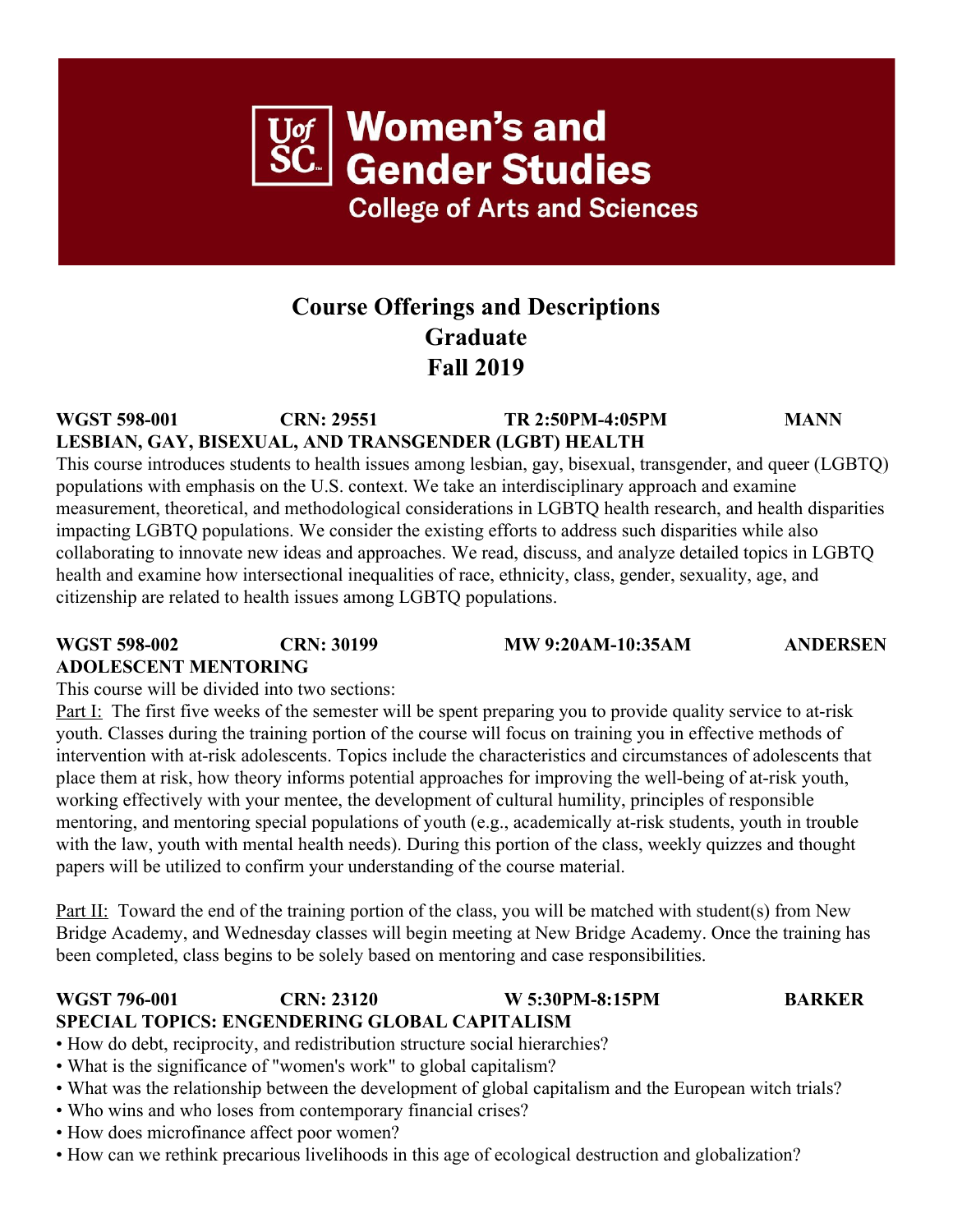# Women's and Gender Studies

## College of Arts and Sciences

## Course Offerings and Descriptions
## Graduate
## Fall 2019

**WGST 598-001 CRN: 29551 TR 2:50PM-4:05PM MANN**
**LESBIAN, GAY, BISEXUAL, AND TRANSGENDER (LGBT) HEALTH**

This course introduces students to health issues among lesbian, gay, bisexual, transgender, and queer (LGBTQ) populations with emphasis on the U.S. context. We take an interdisciplinary approach and examine measurement, theoretical, and methodological considerations in LGBTQ health research, and health disparities impacting LGBTQ populations. We consider the existing efforts to address such disparities while also collaborating to innovate new ideas and approaches. We read, discuss, and analyze detailed topics in LGBTQ health and examine how intersectional inequalities of race, ethnicity, class, gender, sexuality, age, and citizenship are related to health issues among LGBTQ populations.

**WGST 598-002 CRN: 30199 MW 9:20AM-10:35AM ANDERSEN**
**ADOLESCENT MENTORING**

This course will be divided into two sections:

Part I: The first five weeks of the semester will be spent preparing you to provide quality service to at-risk youth. Classes during the training portion of the course will focus on training you in effective methods of intervention with at-risk adolescents. Topics include the characteristics and circumstances of adolescents that place them at risk, how theory informs potential approaches for improving the well-being of at-risk youth, working effectively with your mentee, the development of cultural humility, principles of responsible mentoring, and mentoring special populations of youth (e.g., academically at-risk students, youth in trouble with the law, youth with mental health needs). During this portion of the class, weekly quizzes and thought papers will be utilized to confirm your understanding of the course material.

Part II: Toward the end of the training portion of the class, you will be matched with student(s) from New Bridge Academy, and Wednesday classes will begin meeting at New Bridge Academy. Once the training has been completed, class begins to be solely based on mentoring and case responsibilities.

**WGST 796-001 CRN: 23120 W 5:30PM-8:15PM BARKER**
**SPECIAL TOPICS: ENGENDERING GLOBAL CAPITALISM**

- How do debt, reciprocity, and redistribution structure social hierarchies?
- What is the significance of "women's work" to global capitalism?
- What was the relationship between the development of global capitalism and the European witch trials?
- Who wins and who loses from contemporary financial crises?
- How does microfinance affect poor women?
- How can we rethink precarious livelihoods in this age of ecological destruction and globalization?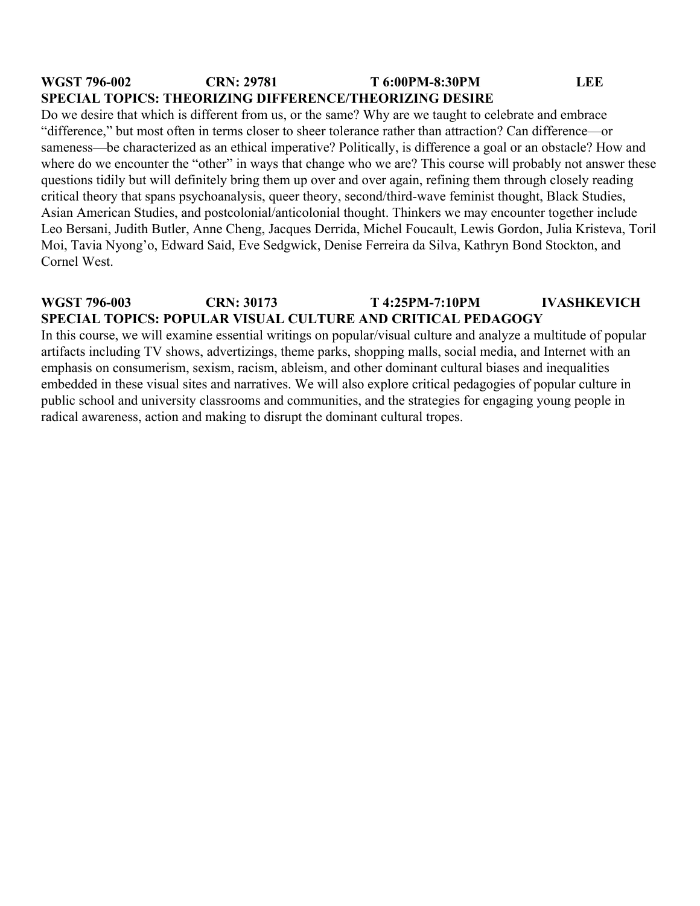**WGST 796-002 CRN: 29781 T 6:00PM-8:30PM LEE**
**SPECIAL TOPICS: THEORIZING DIFFERENCE/THEORIZING DESIRE**

Do we desire that which is different from us, or the same? Why are we taught to celebrate and embrace "difference," but most often in terms closer to sheer tolerance rather than attraction? Can difference—or sameness—be characterized as an ethical imperative? Politically, is difference a goal or an obstacle? How and where do we encounter the "other" in ways that change who we are? This course will probably not answer these questions tidily but will definitely bring them up over and over again, refining them through closely reading critical theory that spans psychoanalysis, queer theory, second/third-wave feminist thought, Black Studies, Asian American Studies, and postcolonial/anticolonial thought. Thinkers we may encounter together include Leo Bersani, Judith Butler, Anne Cheng, Jacques Derrida, Michel Foucault, Lewis Gordon, Julia Kristeva, Toril Moi, Tavia Nyong'o, Edward Said, Eve Sedgwick, Denise Ferreira da Silva, Kathryn Bond Stockton, and Cornel West.

**WGST 796-003 CRN: 30173 T 4:25PM-7:10PM IVASHKEVICH**
**SPECIAL TOPICS: POPULAR VISUAL CULTURE AND CRITICAL PEDAGOGY**

In this course, we will examine essential writings on popular/visual culture and analyze a multitude of popular artifacts including TV shows, advertizings, theme parks, shopping malls, social media, and Internet with an emphasis on consumerism, sexism, racism, ableism, and other dominant cultural biases and inequalities embedded in these visual sites and narratives. We will also explore critical pedagogies of popular culture in public school and university classrooms and communities, and the strategies for engaging young people in radical awareness, action and making to disrupt the dominant cultural tropes.